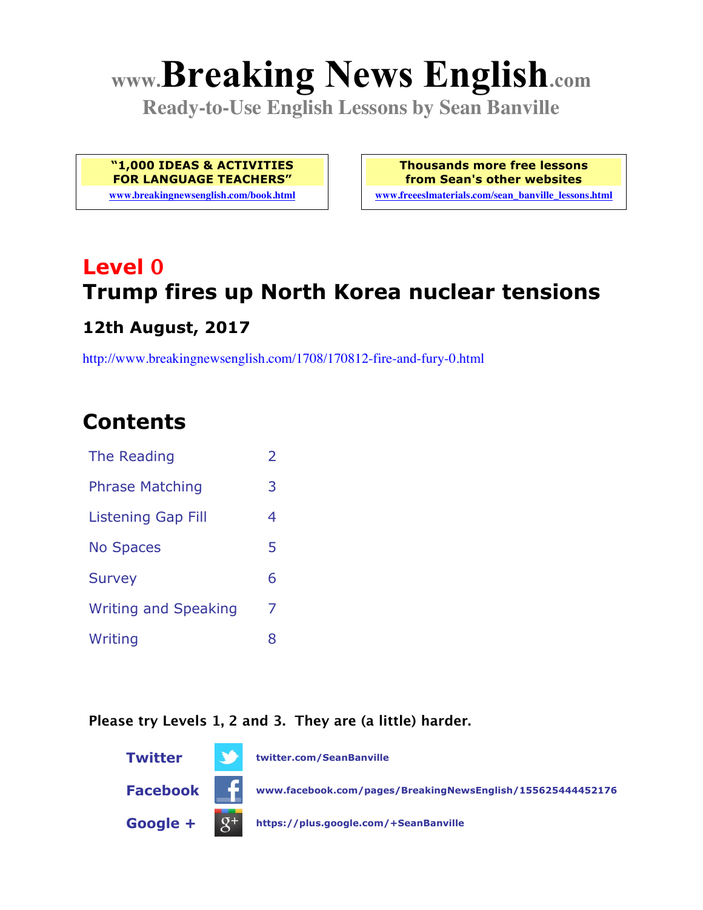# www.Breaking News English.com

**Ready-to-Use English Lessons by Sean Banville**

**"1,000 IDEAS & ACTIVITIES FOR LANGUAGE TEACHERS"**
www.breakingnewsenglish.com/book.html

**Thousands more free lessons from Sean's other websites**
www.freeeslmaterials.com/sean_banville_lessons.html

## Level 0
## Trump fires up North Korea nuclear tensions

### 12th August, 2017

http://www.breakingnewsenglish.com/1708/170812-fire-and-fury-0.html

## Contents

| | |
|---|---|
| The Reading | 2 |
| Phrase Matching | 3 |
| Listening Gap Fill | 4 |
| No Spaces | 5 |
| Survey | 6 |
| Writing and Speaking | 7 |
| Writing | 8 |

**Please try Levels 1, 2 and 3. They are (a little) harder.**

**Twitter** twitter.com/SeanBanville

**Facebook** www.facebook.com/pages/BreakingNewsEnglish/155625444452176

**Google +** https://plus.google.com/+SeanBanville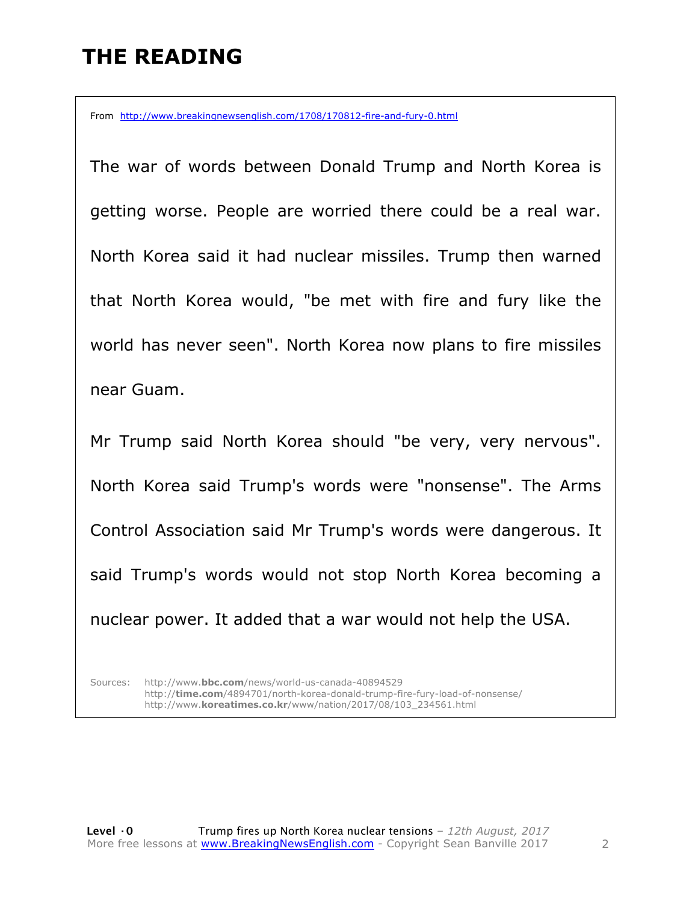# THE READING

From http://www.breakingnewsenglish.com/1708/170812-fire-and-fury-0.html

The war of words between Donald Trump and North Korea is getting worse. People are worried there could be a real war. North Korea said it had nuclear missiles. Trump then warned that North Korea would, "be met with fire and fury like the world has never seen". North Korea now plans to fire missiles near Guam.

Mr Trump said North Korea should "be very, very nervous". North Korea said Trump's words were "nonsense". The Arms Control Association said Mr Trump's words were dangerous. It said Trump's words would not stop North Korea becoming a nuclear power. It added that a war would not help the USA.

Sources:
http://www.bbc.com/news/world-us-canada-40894529
http://time.com/4894701/north-korea-donald-trump-fire-fury-load-of-nonsense/
http://www.koreatimes.co.kr/www/nation/2017/08/103_234561.html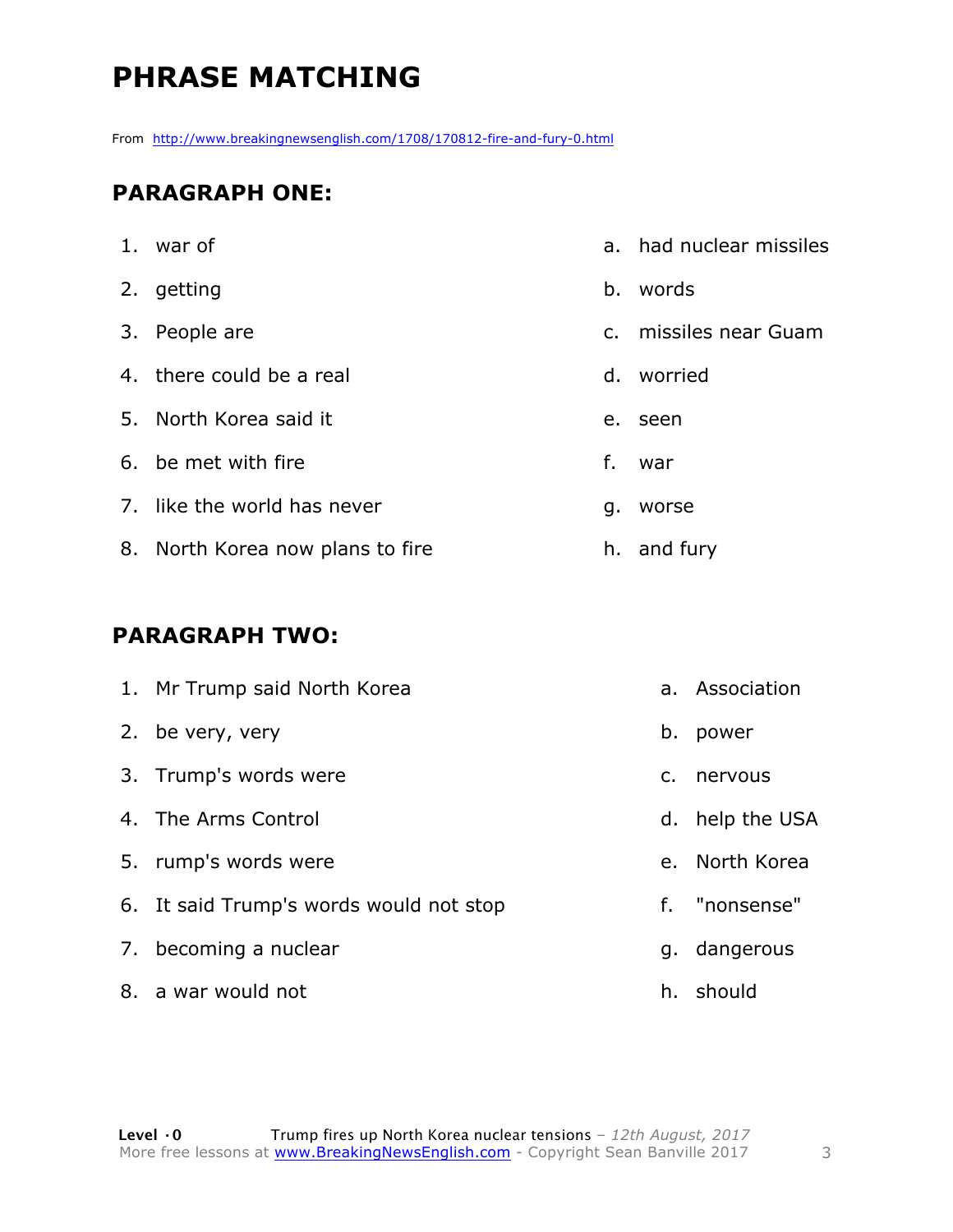# PHRASE MATCHING

From http://www.breakingnewsenglish.com/1708/170812-fire-and-fury-0.html

## PARAGRAPH ONE:

| | |
|---|---|
| 1. war of | a. had nuclear missiles |
| 2. getting | b. words |
| 3. People are | c. missiles near Guam |
| 4. there could be a real | d. worried |
| 5. North Korea said it | e. seen |
| 6. be met with fire | f. war |
| 7. like the world has never | g. worse |
| 8. North Korea now plans to fire | h. and fury |

## PARAGRAPH TWO:

| | |
|---|---|
| 1. Mr Trump said North Korea | a. Association |
| 2. be very, very | b. power |
| 3. Trump's words were | c. nervous |
| 4. The Arms Control | d. help the USA |
| 5. rump's words were | e. North Korea |
| 6. It said Trump's words would not stop | f. "nonsense" |
| 7. becoming a nuclear | g. dangerous |
| 8. a war would not | h. should |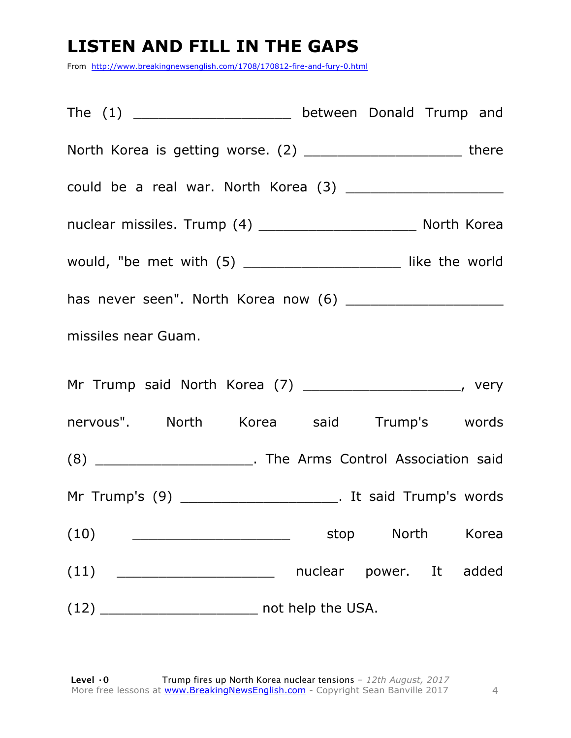# LISTEN AND FILL IN THE GAPS

From http://www.breakingnewsenglish.com/1708/170812-fire-and-fury-0.html

The (1) ___________________ between Donald Trump and North Korea is getting worse. (2) ___________________ there could be a real war. North Korea (3) ___________________ nuclear missiles. Trump (4) ___________________ North Korea would, "be met with (5) ___________________ like the world has never seen". North Korea now (6) ___________________ missiles near Guam.

Mr Trump said North Korea (7) ___________________, very nervous". North Korea said Trump's words (8) ___________________. The Arms Control Association said Mr Trump's (9) ___________________. It said Trump's words (10) ___________________ stop North Korea (11) ___________________ nuclear power. It added (12) ___________________ not help the USA.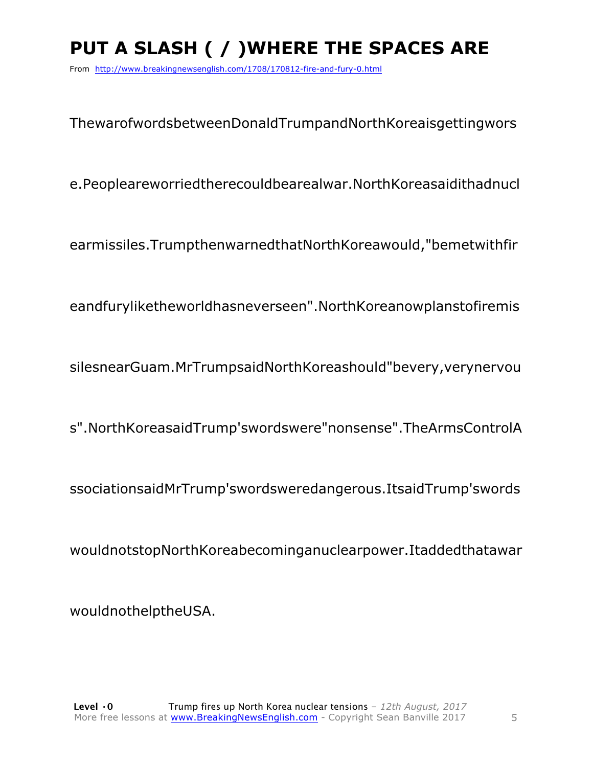# PUT A SLASH ( / )WHERE THE SPACES ARE

From http://www.breakingnewsenglish.com/1708/170812-fire-and-fury-0.html

ThewarofwordsbetweenDonaldTrumpandNorthKoreaisgettingwors

e.Peopleareworriedtherecouldbearealwar.NorthKoreasaidithadnucl

earmissiles.TrumpthenwarnedthatNorthKoreawould,"bemetwithfir

eandfurylikethe worldhasneverseen".NorthKoreanowplanstofiremis

silesnearGuam.MrTrumpsaidNorthKoreashould"bevery,verynervou

s".NorthKoreasaidTrump'swordswere"nonsense".TheArmsControlA

ssociationsaidMrTrump'swordsweredangerous.ItsaidTrump'swords

wouldnotstopNorthKoreabecominganuclearpower.Itaddedthatawar

wouldnothelptheUSA.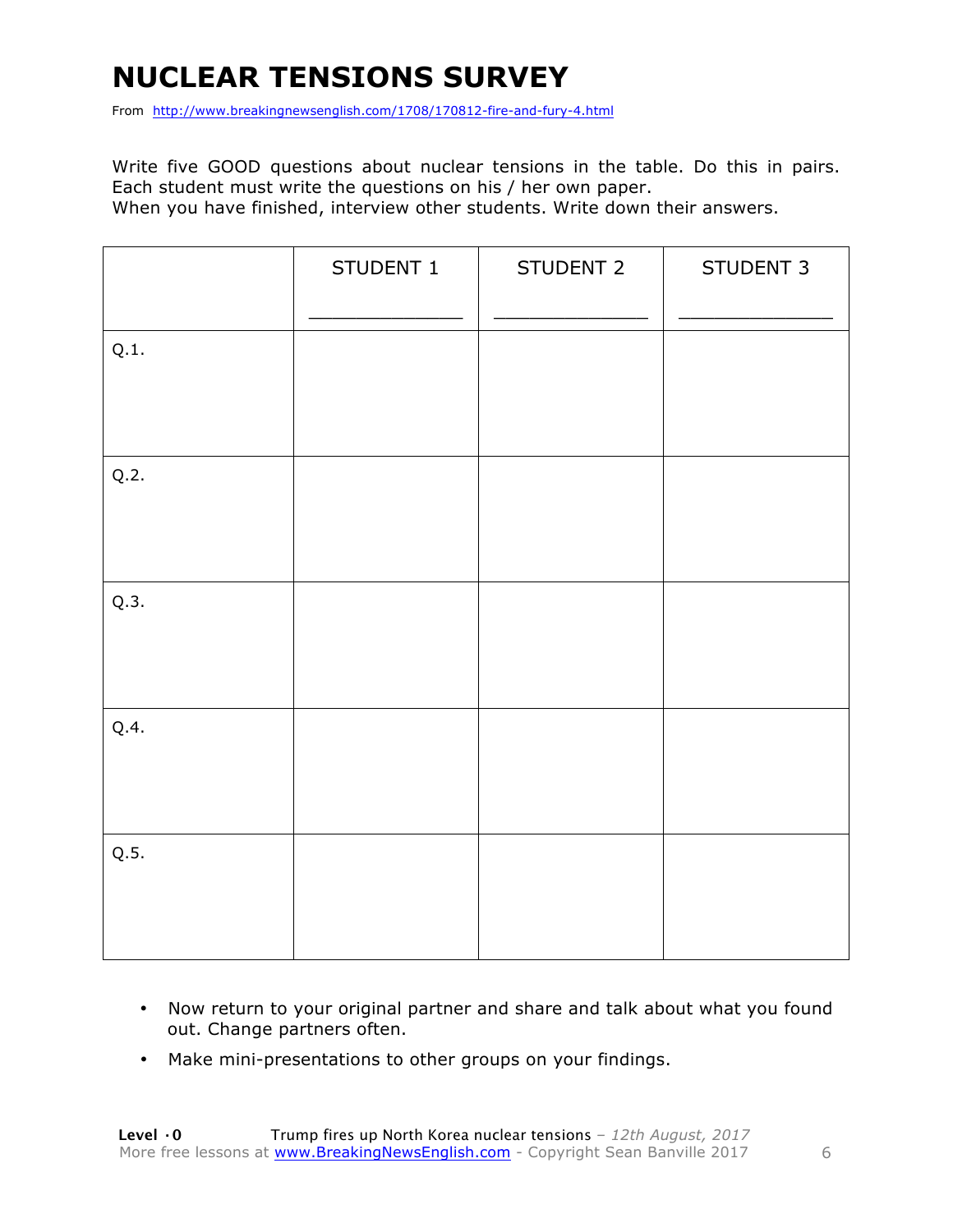# NUCLEAR TENSIONS SURVEY

From http://www.breakingnewsenglish.com/1708/170812-fire-and-fury-4.html

Write five GOOD questions about nuclear tensions in the table. Do this in pairs. Each student must write the questions on his / her own paper.
When you have finished, interview other students. Write down their answers.

| | STUDENT 1<br>_____________ | STUDENT 2<br>_____________ | STUDENT 3<br>_____________ |
|---|---|---|---|
| Q.1. | | | |
| Q.2. | | | |
| Q.3. | | | |
| Q.4. | | | |
| Q.5. | | | |

- Now return to your original partner and share and talk about what you found out. Change partners often.
- Make mini-presentations to other groups on your findings.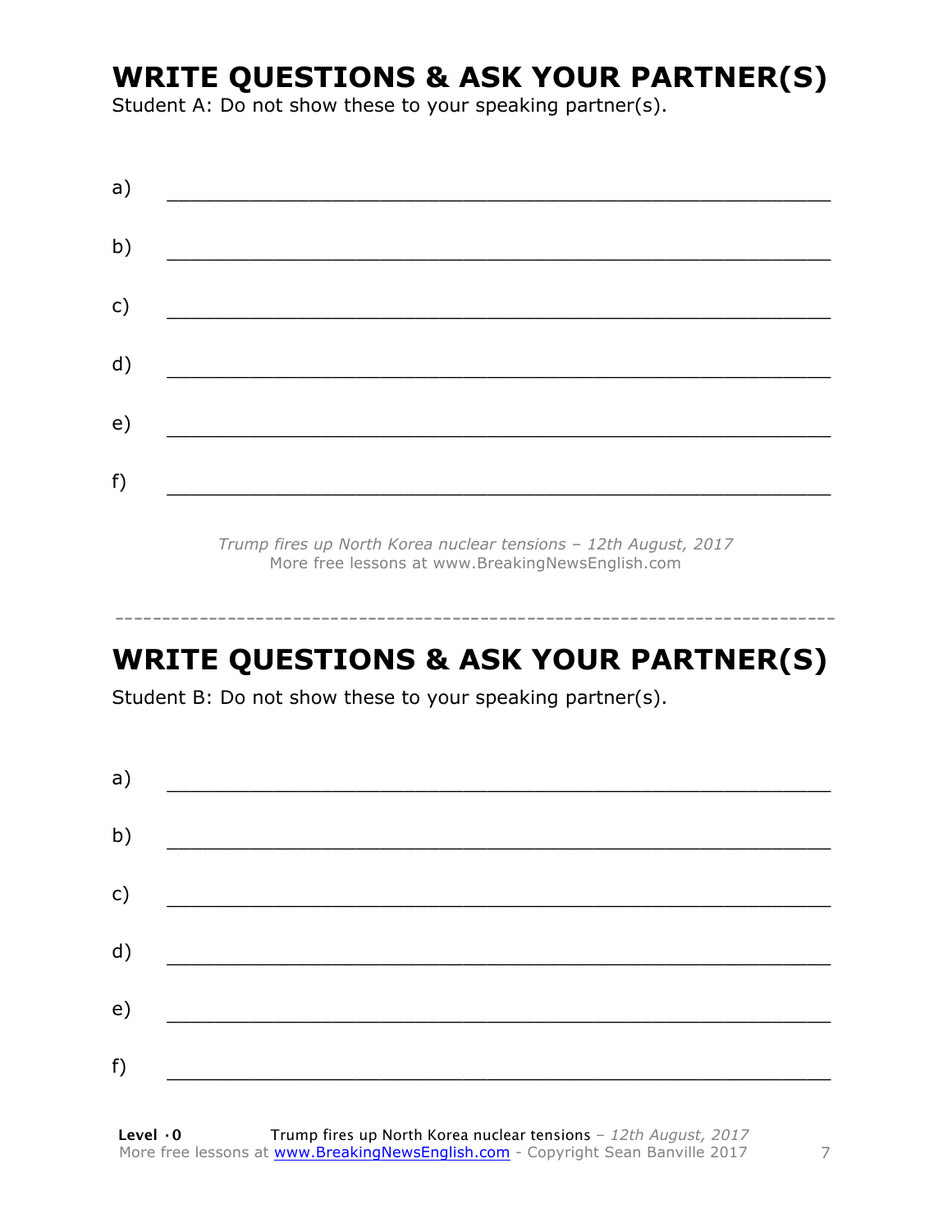## WRITE QUESTIONS & ASK YOUR PARTNER(S)

Student A: Do not show these to your speaking partner(s).

a) ___________________________________________________________

b) ___________________________________________________________

c) ___________________________________________________________

d) ___________________________________________________________

e) ___________________________________________________________

f) ___________________________________________________________

*Trump fires up North Korea nuclear tensions – 12th August, 2017*
More free lessons at www.BreakingNewsEnglish.com

---

## WRITE QUESTIONS & ASK YOUR PARTNER(S)

Student B: Do not show these to your speaking partner(s).

a) ___________________________________________________________

b) ___________________________________________________________

c) ___________________________________________________________

d) ___________________________________________________________

e) ___________________________________________________________

f) ___________________________________________________________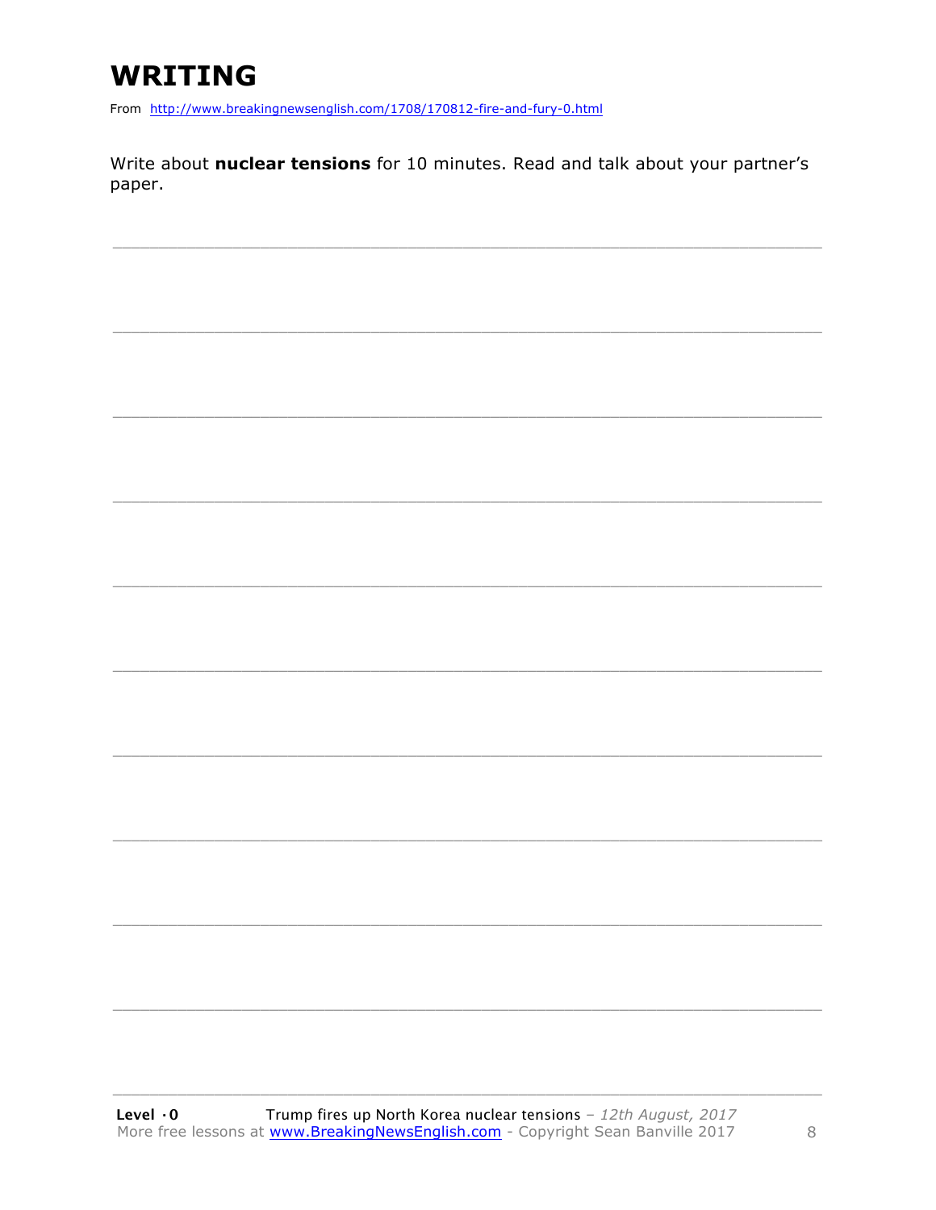# WRITING

From http://www.breakingnewsenglish.com/1708/170812-fire-and-fury-0.html

Write about **nuclear tensions** for 10 minutes. Read and talk about your partner's paper.

___________________________________________________________________________

___________________________________________________________________________

___________________________________________________________________________

___________________________________________________________________________

___________________________________________________________________________

___________________________________________________________________________

___________________________________________________________________________

___________________________________________________________________________

___________________________________________________________________________

___________________________________________________________________________

___________________________________________________________________________